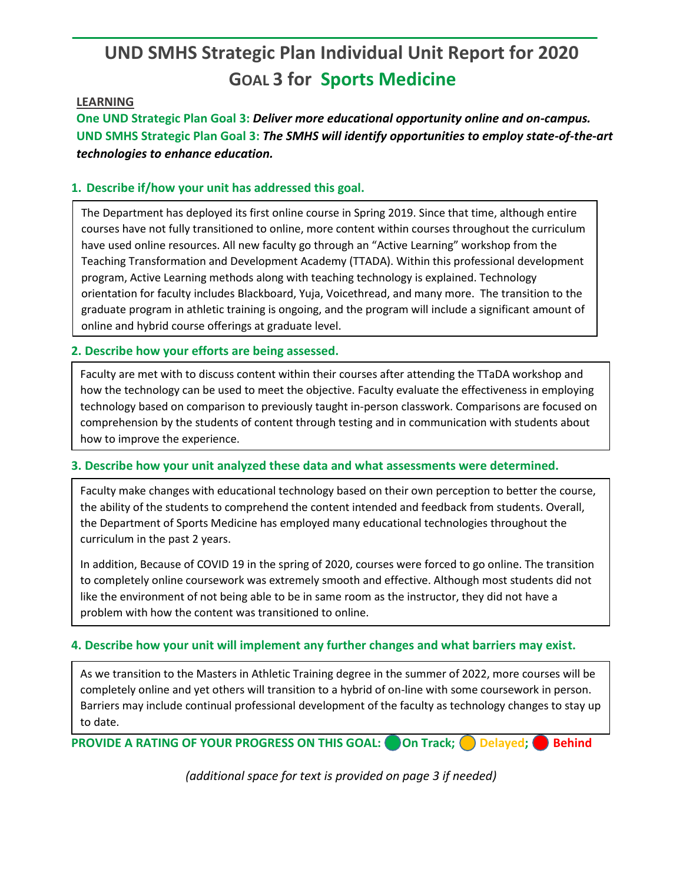# UND SMHS Strategic Plan Individual Unit Report for 2020

## GOAL 3 for Sports Medicine

**LEARNING**

**One UND Strategic Plan Goal 3:** ***Deliver more educational opportunity online and on-campus.***

**UND SMHS Strategic Plan Goal 3:** ***The SMHS will identify opportunities to employ state-of-the-art technologies to enhance education.***

### 1. Describe if/how your unit has addressed this goal.

The Department has deployed its first online course in Spring 2019. Since that time, although entire courses have not fully transitioned to online, more content within courses throughout the curriculum have used online resources. All new faculty go through an "Active Learning" workshop from the Teaching Transformation and Development Academy (TTADA). Within this professional development program, Active Learning methods along with teaching technology is explained. Technology orientation for faculty includes Blackboard, Yuja, Voicethread, and many more. The transition to the graduate program in athletic training is ongoing, and the program will include a significant amount of online and hybrid course offerings at graduate level.

### 2. Describe how your efforts are being assessed.

Faculty are met with to discuss content within their courses after attending the TTaDA workshop and how the technology can be used to meet the objective. Faculty evaluate the effectiveness in employing technology based on comparison to previously taught in-person classwork. Comparisons are focused on comprehension by the students of content through testing and in communication with students about how to improve the experience.

### 3. Describe how your unit analyzed these data and what assessments were determined.

Faculty make changes with educational technology based on their own perception to better the course, the ability of the students to comprehend the content intended and feedback from students. Overall, the Department of Sports Medicine has employed many educational technologies throughout the curriculum in the past 2 years.

In addition, Because of COVID 19 in the spring of 2020, courses were forced to go online. The transition to completely online coursework was extremely smooth and effective. Although most students did not like the environment of not being able to be in same room as the instructor, they did not have a problem with how the content was transitioned to online.

### 4. Describe how your unit will implement any further changes and what barriers may exist.

As we transition to the Masters in Athletic Training degree in the summer of 2022, more courses will be completely online and yet others will transition to a hybrid of on-line with some coursework in person. Barriers may include continual professional development of the faculty as technology changes to stay up to date.

**PROVIDE A RATING OF YOUR PROGRESS ON THIS GOAL:** ● **On Track;** ○ **Delayed;** ○ **Behind**

*(additional space for text is provided on page 3 if needed)*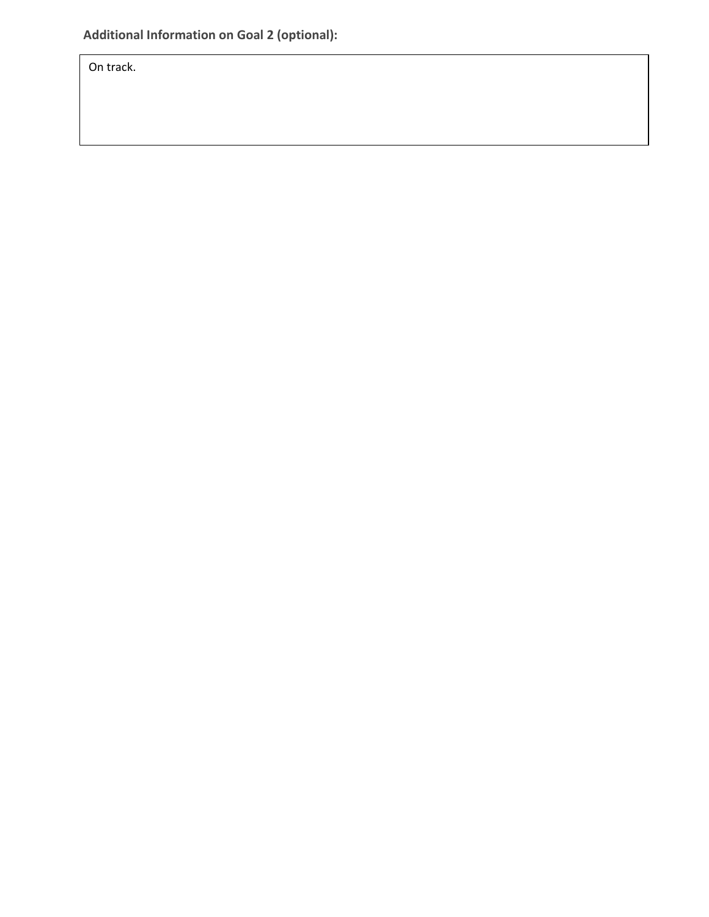**Additional Information on Goal 2 (optional):**

| |
|---|
| On track. |